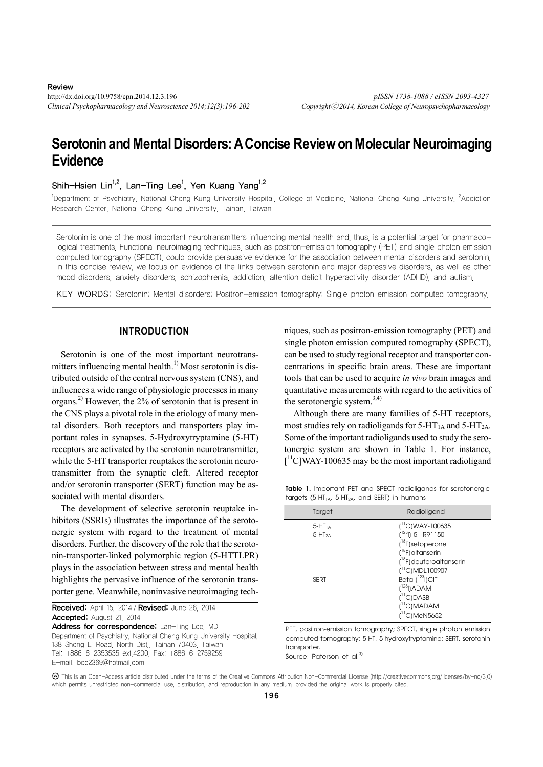Review

# Serotonin and Mental Disorders: A Concise Review on Molecular Neuroimaging Evidence

Shih-Hsien Lin[1,2], Lan-Ting Lee[1], Yen Kuang Yang[1,2]

[1]Department of Psychiatry, National Cheng Kung University Hospital, College of Medicine, National Cheng Kung University, [2]Addiction Research Center, National Cheng Kung University, Tainan, Taiwan

Serotonin is one of the most important neurotransmitters influencing mental health and, thus, is a potential target for pharmacological treatments. Functional neuroimaging techniques, such as positron-emission tomography (PET) and single photon emission computed tomography (SPECT), could provide persuasive evidence for the association between mental disorders and serotonin. In this concise review, we focus on evidence of the links between serotonin and major depressive disorders, as well as other mood disorders, anxiety disorders, schizophrenia, addiction, attention deficit hyperactivity disorder (ADHD), and autism.

**KEY WORDS:** Serotonin; Mental disorders; Positron-emission tomography; Single photon emission computed tomography.

## INTRODUCTION

Serotonin is one of the most important neurotransmitters influencing mental health.[1)] Most serotonin is distributed outside of the central nervous system (CNS), and influences a wide range of physiologic processes in many organs.[2)] However, the 2% of serotonin that is present in the CNS plays a pivotal role in the etiology of many mental disorders. Both receptors and transporters play important roles in synapses. 5-Hydroxytryptamine (5-HT) receptors are activated by the serotonin neurotransmitter, while the 5-HT transporter reuptakes the serotonin neurotransmitter from the synaptic cleft. Altered receptor and/or serotonin transporter (SERT) function may be associated with mental disorders.

The development of selective serotonin reuptake inhibitors (SSRIs) illustrates the importance of the serotonergic system with regard to the treatment of mental disorders. Further, the discovery of the role that the serotonin-transporter-linked polymorphic region (5-HTTLPR) plays in the association between stress and mental health highlights the pervasive influence of the serotonin transporter gene. Meanwhile, noninvasive neuroimaging techniques, such as positron-emission tomography (PET) and single photon emission computed tomography (SPECT), can be used to study regional receptor and transporter concentrations in specific brain areas. These are important tools that can be used to acquire *in vivo* brain images and quantitative measurements with regard to the activities of the serotonergic system.[3,4)]

Although there are many families of 5-HT receptors, most studies rely on radioligands for $5\text{-HT}_{1A}$ and $5\text{-HT}_{2A}$. Some of the important radioligands used to study the serotonergic system are shown in Table 1. For instance, [$^{11}$C]WAY-100635 may be the most important radioligand

**Table 1.** Important PET and SPECT radioligands for serotonergic targets ($5\text{-HT}_{1A}$, $5\text{-HT}_{2A}$, and SERT) in humans

| Target | Radioligand |
|---|---|
| $5\text{-HT}_{1A}$ | ($^{11}$C)WAY-100635 |
| $5\text{-HT}_{2A}$ | ($^{123}$I)-5-I-R91150 |
| | ($^{18}$F)setoperone |
| | ($^{18}$F)altanserin |
| | ($^{18}$F)deuteroaltanserin |
| | ($^{11}$C)MDL100907 |
| SERT | Beta-($^{123}$I)CIT |
| | ($^{123}$I)ADAM |
| | ($^{11}$C)DASB |
| | ($^{11}$C)MADAM |
| | ($^{11}$C)McN5652 |

PET, positron-emission tomography; SPECT, single photon emission computed tomography; 5-HT, 5-hydroxytryptamine; SERT, serotonin transporter.
Source: Paterson et al.[3)]

Received: April 15, 2014 / Revised: June 26, 2014
Accepted: August 21, 2014
Address for correspondence: Lan-Ting Lee, MD
Department of Psychiatry, National Cheng Kung University Hospital, 138 Sheng Li Road, North Dist., Tainan 70403, Taiwan
Tel: +886-6-2353535 ext.4200, Fax: +886-6-2759259
E-mail: bce2369@hotmail.com

This is an Open-Access article distributed under the terms of the Creative Commons Attribution Non-Commercial License (http://creativecommons.org/licenses/by-nc/3.0) which permits unrestricted non-commercial use, distribution, and reproduction in any medium, provided the original work is properly cited.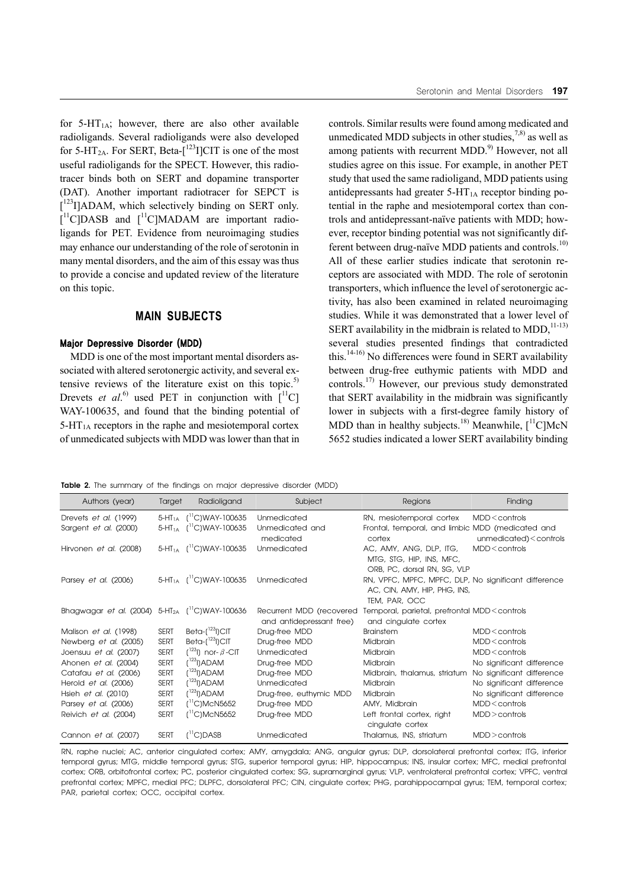for $5\text{-}HT_{1A}$; however, there are also other available radioligands. Several radioligands were also developed for $5\text{-}HT_{2A}$. For SERT, Beta-[$^{123}$I]CIT is one of the most useful radioligands for the SPECT. However, this radiotracer binds both on SERT and dopamine transporter (DAT). Another important radiotracer for SEPCT is [$^{123}$I]ADAM, which selectively binding on SERT only. [$^{11}$C]DASB and [$^{11}$C]MADAM are important radioligands for PET. Evidence from neuroimaging studies may enhance our understanding of the role of serotonin in many mental disorders, and the aim of this essay was thus to provide a concise and updated review of the literature on this topic.

## MAIN SUBJECTS

### Major Depressive Disorder (MDD)

MDD is one of the most important mental disorders associated with altered serotonergic activity, and several extensive reviews of the literature exist on this topic.[5] Drevets *et al*.[6] used PET in conjunction with [$^{11}$C] WAY-100635, and found that the binding potential of $5\text{-}HT_{1A}$ receptors in the raphe and mesiotemporal cortex of unmedicated subjects with MDD was lower than that in controls. Similar results were found among medicated and unmedicated MDD subjects in other studies,[7,8] as well as among patients with recurrent MDD.[9] However, not all studies agree on this issue. For example, in another PET study that used the same radioligand, MDD patients using antidepressants had greater $5\text{-}HT_{1A}$ receptor binding potential in the raphe and mesiotemporal cortex than controls and antidepressant-naïve patients with MDD; however, receptor binding potential was not significantly different between drug-naïve MDD patients and controls.[10] All of these earlier studies indicate that serotonin receptors are associated with MDD. The role of serotonin transporters, which influence the level of serotonergic activity, has also been examined in related neuroimaging studies. While it was demonstrated that a lower level of SERT availability in the midbrain is related to MDD,[11-13] several studies presented findings that contradicted this.[14-16] No differences were found in SERT availability between drug-free euthymic patients with MDD and controls.[17] However, our previous study demonstrated that SERT availability in the midbrain was significantly lower in subjects with a first-degree family history of MDD than in healthy subjects.[18] Meanwhile, [$^{11}$C]McN 5652 studies indicated a lower SERT availability binding

**Table 2.** The summary of the findings on major depressive disorder (MDD)

| Authors (year) | Target | Radioligand | Subject | Regions | Finding |
|---|---|---|---|---|---|
| Drevets *et al.* (1999) | $5\text{-}HT_{1A}$ | ($^{11}$C)WAY-100635 | Unmedicated | RN, mesiotemporal cortex | MDD<controls |
| Sargent *et al.* (2000) | $5\text{-}HT_{1A}$ | ($^{11}$C)WAY-100635 | Unmedicated and medicated | Frontal, temporal, and limbic cortex | MDD (medicated and unmedicated)<controls |
| Hirvonen *et al.* (2008) | $5\text{-}HT_{1A}$ | ($^{11}$C)WAY-100635 | Unmedicated | AC, AMY, ANG, DLP, ITG, MTG, STG, HIP, INS, MFC, ORB, PC, dorsal RN, SG, VLP | MDD<controls |
| Parsey *et al.* (2006) | $5\text{-}HT_{1A}$ | ($^{11}$C)WAY-100635 | Unmedicated | RN, VPFC, MPFC, MPFC, DLP, AC, CIN, AMY, HIP, PHG, INS, TEM, PAR, OCC | No significant difference |
| Bhagwagar *et al.* (2004) | $5\text{-}HT_{2A}$ | ($^{11}$C)WAY-100636 | Recurrent MDD (recovered and antidepressant free) | Temporal, parietal, prefrontal and cingulate cortex | MDD<controls |
| Malison *et al.* (1998) | SERT | Beta-($^{123}$I)CIT | Drug-free MDD | Brainstem | MDD<controls |
| Newberg *et al.* (2005) | SERT | Beta-($^{123}$I)CIT | Drug-free MDD | Midbrain | MDD<controls |
| Joensuu *et al.* (2007) | SERT | ($^{123}$I) nor-$\beta$-CIT | Unmedicated | Midbrain | MDD<controls |
| Ahonen *et al.* (2004) | SERT | ($^{123}$I)ADAM | Drug-free MDD | Midbrain | No significant difference |
| Catafau *et al.* (2006) | SERT | ($^{123}$I)ADAM | Drug-free MDD | Midbrain, thalamus, striatum | No significant difference |
| Herold *et al.* (2006) | SERT | ($^{123}$I)ADAM | Unmedicated | Midbrain | No significant difference |
| Hsieh *et al.* (2010) | SERT | ($^{123}$I)ADAM | Drug-free, euthymic MDD | Midbrain | No significant difference |
| Parsey *et al.* (2006) | SERT | ($^{11}$C)McN5652 | Drug-free MDD | AMY, Midbrain | MDD<controls |
| Reivich *et al.* (2004) | SERT | ($^{11}$C)McN5652 | Drug-free MDD | Left frontal cortex, right cingulate cortex | MDD>controls |
| Cannon *et al.* (2007) | SERT | ($^{11}$C)DASB | Unmedicated | Thalamus, INS, striatum | MDD>controls |

RN, raphe nuclei; AC, anterior cingulated cortex; AMY, amygdala; ANG, angular gyrus; DLP, dorsolateral prefrontal cortex; ITG, inferior temporal gyrus; MTG, middle temporal gyrus; STG, superior temporal gyrus; HIP, hippocampus; INS, insular cortex; MFC, medial prefrontal cortex; ORB, orbitofrontal cortex; PC, posterior cingulated cortex; SG, supramarginal gyrus; VLP, ventrolateral prefrontal cortex; VPFC, ventral prefrontal cortex; MPFC, medial PFC; DLPFC, dorsolateral PFC; CIN, cingulate cortex; PHG, parahippocampal gyrus; TEM, temporal cortex; PAR, parietal cortex; OCC, occipital cortex.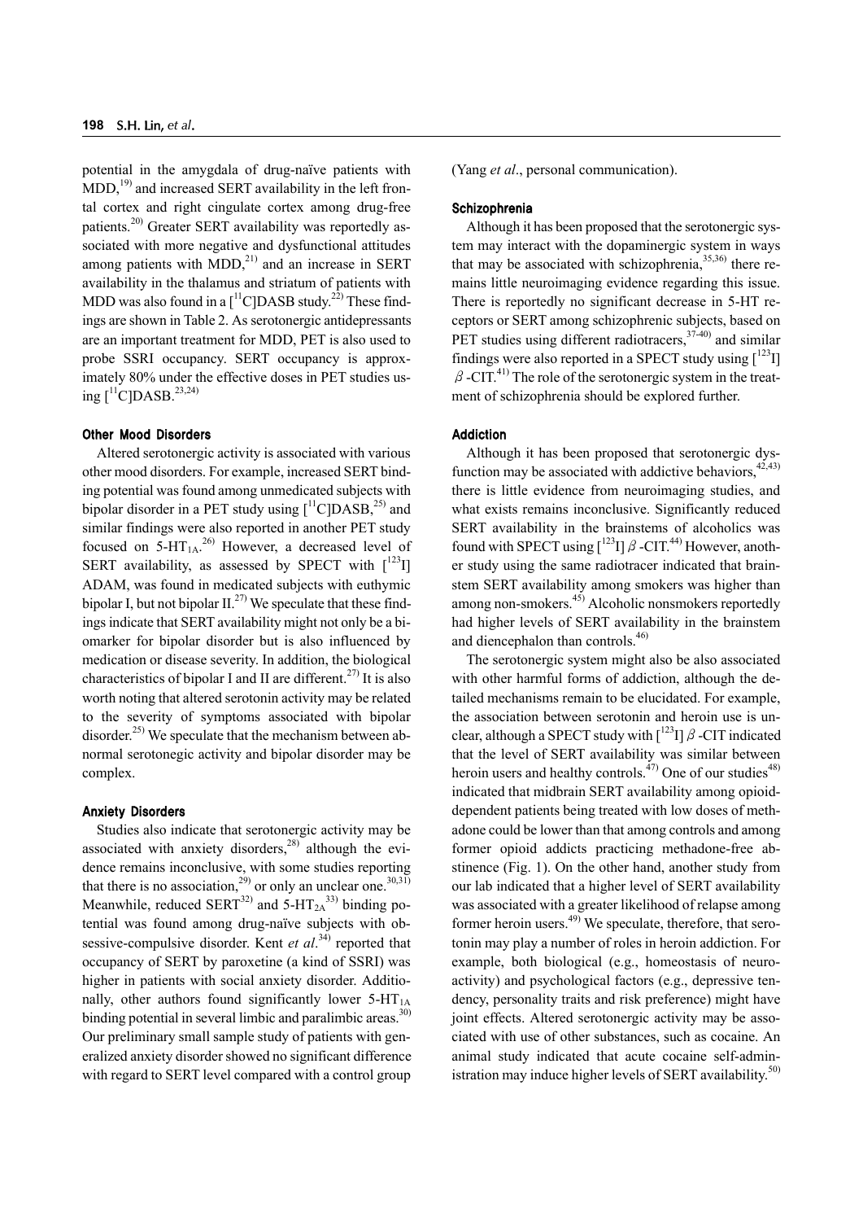potential in the amygdala of drug-naïve patients with MDD,[19] and increased SERT availability in the left frontal cortex and right cingulate cortex among drug-free patients.[20] Greater SERT availability was reportedly associated with more negative and dysfunctional attitudes among patients with MDD,[21] and an increase in SERT availability in the thalamus and striatum of patients with MDD was also found in a [$^{11}$C]DASB study.[22] These findings are shown in Table 2. As serotonergic antidepressants are an important treatment for MDD, PET is also used to probe SSRI occupancy. SERT occupancy is approximately 80% under the effective doses in PET studies using [$^{11}$C]DASB.[23,24]

### Other Mood Disorders

Altered serotonergic activity is associated with various other mood disorders. For example, increased SERT binding potential was found among unmedicated subjects with bipolar disorder in a PET study using [$^{11}$C]DASB,[25] and similar findings were also reported in another PET study focused on 5-$HT_{1A}$.[26] However, a decreased level of SERT availability, as assessed by SPECT with [$^{123}$I] ADAM, was found in medicated subjects with euthymic bipolar I, but not bipolar II.[27] We speculate that these findings indicate that SERT availability might not only be a biomarker for bipolar disorder but is also influenced by medication or disease severity. In addition, the biological characteristics of bipolar I and II are different.[27] It is also worth noting that altered serotonin activity may be related to the severity of symptoms associated with bipolar disorder.[25] We speculate that the mechanism between abnormal serotonegic activity and bipolar disorder may be complex.

### Anxiety Disorders

Studies also indicate that serotonergic activity may be associated with anxiety disorders,[28] although the evidence remains inconclusive, with some studies reporting that there is no association,[29] or only an unclear one.[30,31] Meanwhile, reduced SERT[32] and 5-$HT_{2A}$[33] binding potential was found among drug-naïve subjects with obsessive-compulsive disorder. Kent *et al*.[34] reported that occupancy of SERT by paroxetine (a kind of SSRI) was higher in patients with social anxiety disorder. Additionally, other authors found significantly lower 5-$HT_{1A}$ binding potential in several limbic and paralimbic areas.[30] Our preliminary small sample study of patients with generalized anxiety disorder showed no significant difference with regard to SERT level compared with a control group (Yang *et al*., personal communication).

### Schizophrenia

Although it has been proposed that the serotonergic system may interact with the dopaminergic system in ways that may be associated with schizophrenia,[35,36] there remains little neuroimaging evidence regarding this issue. There is reportedly no significant decrease in 5-HT receptors or SERT among schizophrenic subjects, based on PET studies using different radiotracers,[37-40] and similar findings were also reported in a SPECT study using [$^{123}$I] $\beta$-CIT.[41] The role of the serotonergic system in the treatment of schizophrenia should be explored further.

### Addiction

Although it has been proposed that serotonergic dysfunction may be associated with addictive behaviors,[42,43] there is little evidence from neuroimaging studies, and what exists remains inconclusive. Significantly reduced SERT availability in the brainstems of alcoholics was found with SPECT using [$^{123}$I] $\beta$-CIT.[44] However, another study using the same radiotracer indicated that brainstem SERT availability among smokers was higher than among non-smokers.[45] Alcoholic nonsmokers reportedly had higher levels of SERT availability in the brainstem and diencephalon than controls.[46]

The serotonergic system might also be also associated with other harmful forms of addiction, although the detailed mechanisms remain to be elucidated. For example, the association between serotonin and heroin use is unclear, although a SPECT study with [$^{123}$I] $\beta$-CIT indicated that the level of SERT availability was similar between heroin users and healthy controls.[47] One of our studies[48] indicated that midbrain SERT availability among opioid-dependent patients being treated with low doses of methadone could be lower than that among controls and among former opioid addicts practicing methadone-free abstinence (Fig. 1). On the other hand, another study from our lab indicated that a higher level of SERT availability was associated with a greater likelihood of relapse among former heroin users.[49] We speculate, therefore, that serotonin may play a number of roles in heroin addiction. For example, both biological (e.g., homeostasis of neuroactivity) and psychological factors (e.g., depressive tendency, personality traits and risk preference) might have joint effects. Altered serotonergic activity may be associated with use of other substances, such as cocaine. An animal study indicated that acute cocaine self-administration may induce higher levels of SERT availability.[50]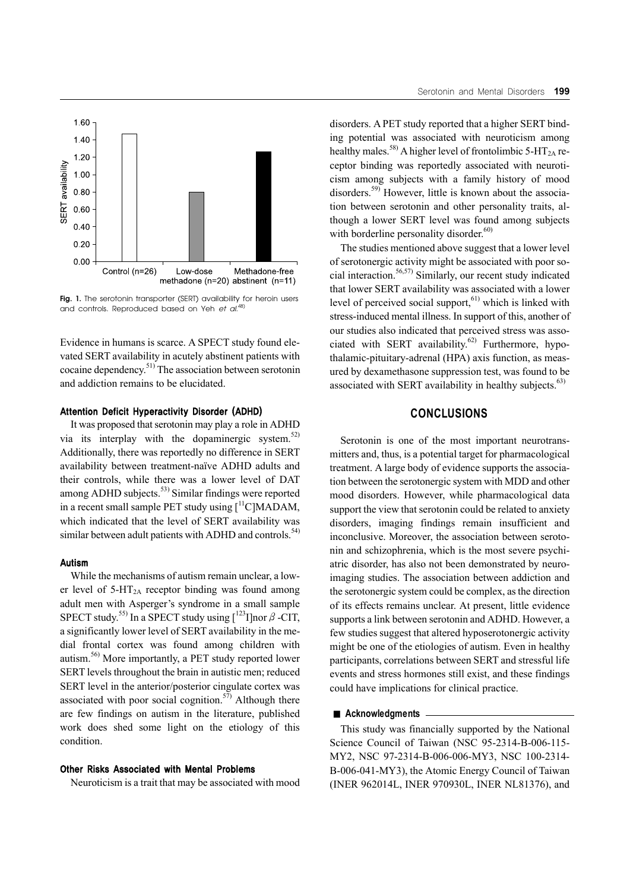Fig. 1. The serotonin transporter (SERT) availability for heroin users and controls. Reproduced based on Yeh *et al.*[48]

Evidence in humans is scarce. A SPECT study found elevated SERT availability in acutely abstinent patients with cocaine dependency.[51] The association between serotonin and addiction remains to be elucidated.

### Attention Deficit Hyperactivity Disorder (ADHD)

It was proposed that serotonin may play a role in ADHD via its interplay with the dopaminergic system.[52] Additionally, there was reportedly no difference in SERT availability between treatment-naïve ADHD adults and their controls, while there was a lower level of DAT among ADHD subjects.[53] Similar findings were reported in a recent small sample PET study using [$^{11}$C]MADAM, which indicated that the level of SERT availability was similar between adult patients with ADHD and controls.[54]

### Autism

While the mechanisms of autism remain unclear, a lower level of 5-$HT_{2A}$ receptor binding was found among adult men with Asperger's syndrome in a small sample SPECT study.[55] In a SPECT study using [$^{123}$I]nor $\beta$-CIT, a significantly lower level of SERT availability in the medial frontal cortex was found among children with autism.[56] More importantly, a PET study reported lower SERT levels throughout the brain in autistic men; reduced SERT level in the anterior/posterior cingulate cortex was associated with poor social cognition.[57] Although there are few findings on autism in the literature, published work does shed some light on the etiology of this condition.

### Other Risks Associated with Mental Problems

Neuroticism is a trait that may be associated with mood disorders. A PET study reported that a higher SERT binding potential was associated with neuroticism among healthy males.[58] A higher level of frontolimbic 5-$HT_{2A}$ receptor binding was reportedly associated with neuroticism among subjects with a family history of mood disorders.[59] However, little is known about the association between serotonin and other personality traits, although a lower SERT level was found among subjects with borderline personality disorder.[60]

The studies mentioned above suggest that a lower level of serotonergic activity might be associated with poor social interaction.[56,57] Similarly, our recent study indicated that lower SERT availability was associated with a lower level of perceived social support,[61] which is linked with stress-induced mental illness. In support of this, another of our studies also indicated that perceived stress was associated with SERT availability.[62] Furthermore, hypothalamic-pituitary-adrenal (HPA) axis function, as measured by dexamethasone suppression test, was found to be associated with SERT availability in healthy subjects.[63]

## CONCLUSIONS

Serotonin is one of the most important neurotransmitters and, thus, is a potential target for pharmacological treatment. A large body of evidence supports the association between the serotonergic system with MDD and other mood disorders. However, while pharmacological data support the view that serotonin could be related to anxiety disorders, imaging findings remain insufficient and inconclusive. Moreover, the association between serotonin and schizophrenia, which is the most severe psychiatric disorder, has also not been demonstrated by neuroimaging studies. The association between addiction and the serotonergic system could be complex, as the direction of its effects remains unclear. At present, little evidence supports a link between serotonin and ADHD. However, a few studies suggest that altered hyposerotonergic activity might be one of the etiologies of autism. Even in healthy participants, correlations between SERT and stressful life events and stress hormones still exist, and these findings could have implications for clinical practice.

### Acknowledgments

This study was financially supported by the National Science Council of Taiwan (NSC 95-2314-B-006-115-MY2, NSC 97-2314-B-006-006-MY3, NSC 100-2314-B-006-041-MY3), the Atomic Energy Council of Taiwan (INER 962014L, INER 970930L, INER NL81376), and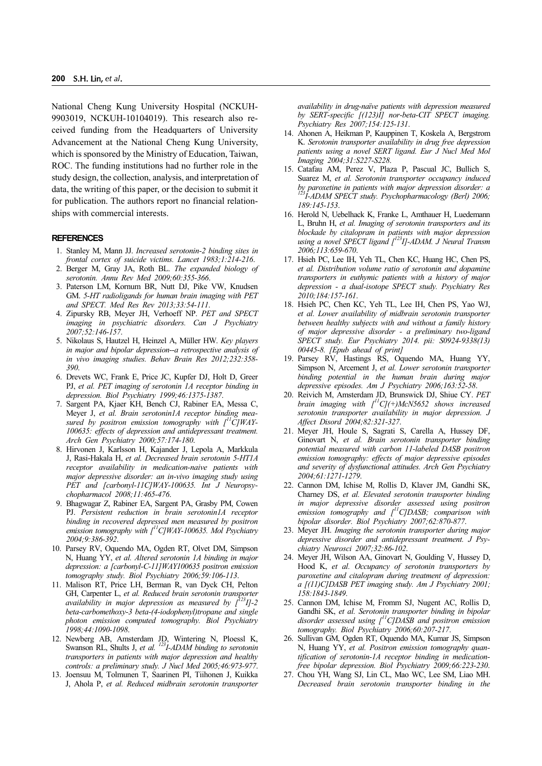National Cheng Kung University Hospital (NCKUH-9903019, NCKUH-10104019). This research also received funding from the Headquarters of University Advancement at the National Cheng Kung University, which is sponsored by the Ministry of Education, Taiwan, ROC. The funding institutions had no further role in the study design, the collection, analysis, and interpretation of data, the writing of this paper, or the decision to submit it for publication. The authors report no financial relationships with commercial interests.

## REFERENCES

1. Stanley M, Mann JJ. *Increased serotonin-2 binding sites in frontal cortex of suicide victims. Lancet 1983;1:214-216.*
2. Berger M, Gray JA, Roth BL. *The expanded biology of serotonin. Annu Rev Med 2009;60:355-366.*
3. Paterson LM, Kornum BR, Nutt DJ, Pike VW, Knudsen GM. *5-HT radioligands for human brain imaging with PET and SPECT. Med Res Rev 2013;33:54-111.*
4. Zipursky RB, Meyer JH, Verhoeff NP. *PET and SPECT imaging in psychiatric disorders. Can J Psychiatry 2007;52:146-157.*
5. Nikolaus S, Hautzel H, Heinzel A, Müller HW. *Key players in major and bipolar depression--a retrospective analysis of in vivo imaging studies. Behav Brain Res 2012;232:358-390.*
6. Drevets WC, Frank E, Price JC, Kupfer DJ, Holt D, Greer PJ, *et al. PET imaging of serotonin 1A receptor binding in depression. Biol Psychiatry 1999;46:1375-1387.*
7. Sargent PA, Kjaer KH, Bench CJ, Rabiner EA, Messa C, Meyer J, *et al. Brain serotonin1A receptor binding measured by positron emission tomography with [$^{11}$C]WAY-100635: effects of depression and antidepressant treatment. Arch Gen Psychiatry 2000;57:174-180.*
8. Hirvonen J, Karlsson H, Kajander J, Lepola A, Markkula J, Rasi-Hakala H, *et al. Decreased brain serotonin 5-HT1A receptor availability in medication-naive patients with major depressive disorder: an in-vivo imaging study using PET and [carbonyl-11C]WAY-100635. Int J Neuropsychopharmacol 2008;11:465-476.*
9. Bhagwagar Z, Rabiner EA, Sargent PA, Grasby PM, Cowen PJ. *Persistent reduction in brain serotonin1A receptor binding in recovered depressed men measured by positron emission tomography with [$^{11}$C]WAY-100635. Mol Psychiatry 2004;9:386-392.*
10. Parsey RV, Oquendo MA, Ogden RT, Olvet DM, Simpson N, Huang YY, *et al. Altered serotonin 1A binding in major depression: a [carbonyl-C-11]WAY100635 positron emission tomography study. Biol Psychiatry 2006;59:106-113.*
11. Malison RT, Price LH, Berman R, van Dyck CH, Pelton GH, Carpenter L, *et al. Reduced brain serotonin transporter availability in major depression as measured by [$^{123}$I]-2 beta-carbomethoxy-3 beta-(4-iodophenyl)tropane and single photon emission computed tomography. Biol Psychiatry 1998;44:1090-1098.*
12. Newberg AB, Amsterdam JD, Wintering N, Ploessl K, Swanson RL, Shults J, *et al. $^{123}$I-ADAM binding to serotonin transporters in patients with major depression and healthy controls: a preliminary study. J Nucl Med 2005;46:973-977.*
13. Joensuu M, Tolmunen T, Saarinen PI, Tiihonen J, Kuikka J, Ahola P, *et al. Reduced midbrain serotonin transporter availability in drug-naïve patients with depression measured by SERT-specific [(123)I] nor-beta-CIT SPECT imaging. Psychiatry Res 2007;154:125-131.*
14. Ahonen A, Heikman P, Kauppinen T, Koskela A, Bergstrom K. *Serotonin transporter availability in drug free depression patients using a novel SERT ligand. Eur J Nucl Med Mol Imaging 2004;31:S227-S228.*
15. Catafau AM, Perez V, Plaza P, Pascual JC, Bullich S, Suarez M, *et al. Serotonin transporter occupancy induced by paroxetine in patients with major depression disorder: a $^{123}$I-ADAM SPECT study. Psychopharmacology (Berl) 2006;189:145-153.*
16. Herold N, Uebelhack K, Franke L, Amthauer H, Luedemann L, Bruhn H, *et al. Imaging of serotonin transporters and its blockade by citalopram in patients with major depression using a novel SPECT ligand [$^{123}$I]-ADAM. J Neural Transm 2006;113:659-670.*
17. Hsieh PC, Lee IH, Yeh TL, Chen KC, Huang HC, Chen PS, *et al. Distribution volume ratio of serotonin and dopamine transporters in euthymic patients with a history of major depression - a dual-isotope SPECT study. Psychiatry Res 2010;184:157-161.*
18. Hsieh PC, Chen KC, Yeh TL, Lee IH, Chen PS, Yao WJ, *et al. Lower availability of midbrain serotonin transporter between healthy subjects with and without a family history of major depressive disorder - a preliminary two-ligand SPECT study. Eur Psychiatry 2014. pii: S0924-9338(13) 00445-8. [Epub ahead of print]*
19. Parsey RV, Hastings RS, Oquendo MA, Huang YY, Simpson N, Arcement J, *et al. Lower serotonin transporter binding potential in the human brain during major depressive episodes. Am J Psychiatry 2006;163:52-58.*
20. Reivich M, Amsterdam JD, Brunswick DJ, Shiue CY. *PET brain imaging with [$^{11}$C](+)McN5652 shows increased serotonin transporter availability in major depression. J Affect Disord 2004;82:321-327.*
21. Meyer JH, Houle S, Sagrati S, Carella A, Hussey DF, Ginovart N, *et al. Brain serotonin transporter binding potential measured with carbon 11-labeled DASB positron emission tomography: effects of major depressive episodes and severity of dysfunctional attitudes. Arch Gen Psychiatry 2004;61:1271-1279.*
22. Cannon DM, Ichise M, Rollis D, Klaver JM, Gandhi SK, Charney DS, *et al. Elevated serotonin transporter binding in major depressive disorder assessed using positron emission tomography and [$^{11}$C]DASB; comparison with bipolar disorder. Biol Psychiatry 2007;62:870-877.*
23. Meyer JH. *Imaging the serotonin transporter during major depressive disorder and antidepressant treatment. J Psychiatry Neurosci 2007;32:86-102.*
24. Meyer JH, Wilson AA, Ginovart N, Goulding V, Hussey D, Hood K, *et al. Occupancy of serotonin transporters by paroxetine and citalopram during treatment of depression: a [(11)C]DASB PET imaging study. Am J Psychiatry 2001;158:1843-1849.*
25. Cannon DM, Ichise M, Fromm SJ, Nugent AC, Rollis D, Gandhi SK, *et al. Serotonin transporter binding in bipolar disorder assessed using [$^{11}$C]DASB and positron emission tomography. Biol Psychiatry 2006;60:207-217.*
26. Sullivan GM, Ogden RT, Oquendo MA, Kumar JS, Simpson N, Huang YY, *et al. Positron emission tomography quantification of serotonin-1A receptor binding in medication-free bipolar depression. Biol Psychiatry 2009;66:223-230.*
27. Chou YH, Wang SJ, Lin CL, Mao WC, Lee SM, Liao MH. *Decreased brain serotonin transporter binding in the*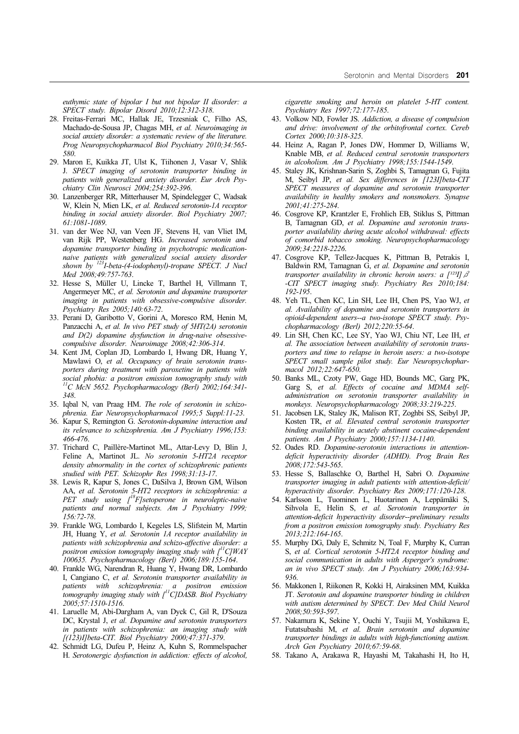*euthymic state of bipolar I but not bipolar II disorder: a SPECT study. Bipolar Disord 2010;12:312-318.*

28. Freitas-Ferrari MC, Hallak JE, Trzesniak C, Filho AS, Machado-de-Sousa JP, Chagas MH, *et al. Neuroimaging in social anxiety disorder: a systematic review of the literature. Prog Neuropsychopharmacol Biol Psychiatry 2010;34:565-580.*
29. Maron E, Kuikka JT, Ulst K, Tiihonen J, Vasar V, Shlik J. *SPECT imaging of serotonin transporter binding in patients with generalized anxiety disorder. Eur Arch Psychiatry Clin Neurosci 2004;254:392-396.*
30. Lanzenberger RR, Mitterhauser M, Spindelegger C, Wadsak W, Klein N, Mien LK, *et al. Reduced serotonin-1A receptor binding in social anxiety disorder. Biol Psychiatry 2007; 61:1081-1089.*
31. van der Wee NJ, van Veen JF, Stevens H, van Vliet IM, van Rijk PP, Westenberg HG. *Increased serotonin and dopamine transporter binding in psychotropic medication-naive patients with generalized social anxiety disorder shown by [123]I-beta-(4-iodophenyl)-tropane SPECT. J Nucl Med 2008;49:757-763.*
32. Hesse S, Müller U, Lincke T, Barthel H, Villmann T, Angermeyer MC, *et al. Serotonin and dopamine transporter imaging in patients with obsessive-compulsive disorder. Psychiatry Res 2005;140:63-72.*
33. Perani D, Garibotto V, Gorini A, Moresco RM, Henin M, Panzacchi A, *et al. In vivo PET study of 5HT(2A) serotonin and D(2) dopamine dysfunction in drug-naive obsessive-compulsive disorder. Neuroimage 2008;42:306-314.*
34. Kent JM, Coplan JD, Lombardo I, Hwang DR, Huang Y, Mawlawi O, *et al. Occupancy of brain serotonin transporters during treatment with paroxetine in patients with social phobia: a positron emission tomography study with [11]C McN 5652. Psychopharmacology (Berl) 2002;164:341-348.*
35. Iqbal N, van Praag HM. *The role of serotonin in schizophrenia. Eur Neuropsychopharmacol 1995;5 Suppl:11-23.*
36. Kapur S, Remington G. *Serotonin-dopamine interaction and its relevance to schizophrenia. Am J Psychiatry 1996;153: 466-476.*
37. Trichard C, Paillère-Martinot ML, Attar-Levy D, Blin J, Feline A, Martinot JL. *No serotonin 5-HT2A receptor density abnormality in the cortex of schizophrenic patients studied with PET. Schizophr Res 1998;31:13-17.*
38. Lewis R, Kapur S, Jones C, DaSilva J, Brown GM, Wilson AA, *et al. Serotonin 5-HT2 receptors in schizophrenia: a PET study using [[18]F]setoperone in neuroleptic-naive patients and normal subjects. Am J Psychiatry 1999; 156:72-78.*
39. Frankle WG, Lombardo I, Kegeles LS, Slifstein M, Martin JH, Huang Y, *et al. Serotonin 1A receptor availability in patients with schizophrenia and schizo-affective disorder: a positron emission tomography imaging study with [[11]C]WAY 100635. Psychopharmacology (Berl) 2006;189:155-164.*
40. Frankle WG, Narendran R, Huang Y, Hwang DR, Lombardo I, Cangiano C, *et al. Serotonin transporter availability in patients with schizophrenia: a positron emission tomography imaging study with [[11]C]DASB. Biol Psychiatry 2005;57:1510-1516.*
41. Laruelle M, Abi-Dargham A, van Dyck C, Gil R, D'Souza DC, Krystal J, *et al. Dopamine and serotonin transporters in patients with schizophrenia: an imaging study with [(123)I]beta-CIT. Biol Psychiatry 2000;47:371-379.*
42. Schmidt LG, Dufeu P, Heinz A, Kuhn S, Rommelspacher H. *Serotonergic dysfunction in addiction: effects of alcohol, cigarette smoking and heroin on platelet 5-HT content. Psychiatry Res 1997;72:177-185.*
43. Volkow ND, Fowler JS. *Addiction, a disease of compulsion and drive: involvement of the orbitofrontal cortex. Cereb Cortex 2000;10:318-325.*
44. Heinz A, Ragan P, Jones DW, Hommer D, Williams W, Knable MB, *et al. Reduced central serotonin transporters in alcoholism. Am J Psychiatry 1998;155:1544-1549.*
45. Staley JK, Krishnan-Sarin S, Zoghbi S, Tamagnan G, Fujita M, Seibyl JP, *et al. Sex differences in [123I]beta-CIT SPECT measures of dopamine and serotonin transporter availability in healthy smokers and nonsmokers. Synapse 2001;41:275-284.*
46. Cosgrove KP, Krantzler E, Frohlich EB, Stiklus S, Pittman B, Tamagnan GD, *et al. Dopamine and serotonin transporter availability during acute alcohol withdrawal: effects of comorbid tobacco smoking. Neuropsychopharmacology 2009;34:2218-2226.*
47. Cosgrove KP, Tellez-Jacques K, Pittman B, Petrakis I, Baldwin RM, Tamagnan G, *et al. Dopamine and serotonin transporter availability in chronic heroin users: a [[123]I] β-CIT SPECT imaging study. Psychiatry Res 2010;184: 192-195.*
48. Yeh TL, Chen KC, Lin SH, Lee IH, Chen PS, Yao WJ, *et al. Availability of dopamine and serotonin transporters in opioid-dependent users--a two-isotope SPECT study. Psychopharmacology (Berl) 2012;220:55-64.*
49. Lin SH, Chen KC, Lee SY, Yao WJ, Chiu NT, Lee IH, *et al. The association between availability of serotonin transporters and time to relapse in heroin users: a two-isotope SPECT small sample pilot study. Eur Neuropsychopharmacol 2012;22:647-650.*
50. Banks ML, Czoty PW, Gage HD, Bounds MC, Garg PK, Garg S, *et al. Effects of cocaine and MDMA self-administration on serotonin transporter availability in monkeys. Neuropsychopharmacology 2008;33:219-225.*
51. Jacobsen LK, Staley JK, Malison RT, Zoghbi SS, Seibyl JP, Kosten TR, *et al. Elevated central serotonin transporter binding availability in acutely abstinent cocaine-dependent patients. Am J Psychiatry 2000;157:1134-1140.*
52. Oades RD. *Dopamine-serotonin interactions in attention-deficit hyperactivity disorder (ADHD). Prog Brain Res 2008;172:543-565.*
53. Hesse S, Ballaschke O, Barthel H, Sabri O. *Dopamine transporter imaging in adult patients with attention-deficit/ hyperactivity disorder. Psychiatry Res 2009;171:120-128.*
54. Karlsson L, Tuominen L, Huotarinen A, Leppämäki S, Sihvola E, Helin S, *et al. Serotonin transporter in attention-deficit hyperactivity disorder--preliminary results from a positron emission tomography study. Psychiatry Res 2013;212:164-165.*
55. Murphy DG, Daly E, Schmitz N, Toal F, Murphy K, Curran S, *et al. Cortical serotonin 5-HT2A receptor binding and social communication in adults with Asperger's syndrome: an in vivo SPECT study. Am J Psychiatry 2006;163:934-936.*
56. Makkonen I, Riikonen R, Kokki H, Airaksinen MM, Kuikka JT. *Serotonin and dopamine transporter binding in children with autism determined by SPECT. Dev Med Child Neurol 2008;50:593-597.*
57. Nakamura K, Sekine Y, Ouchi Y, Tsujii M, Yoshikawa E, Futatsubashi M, *et al. Brain serotonin and dopamine transporter bindings in adults with high-functioning autism. Arch Gen Psychiatry 2010;67:59-68.*
58. Takano A, Arakawa R, Hayashi M, Takahashi H, Ito H,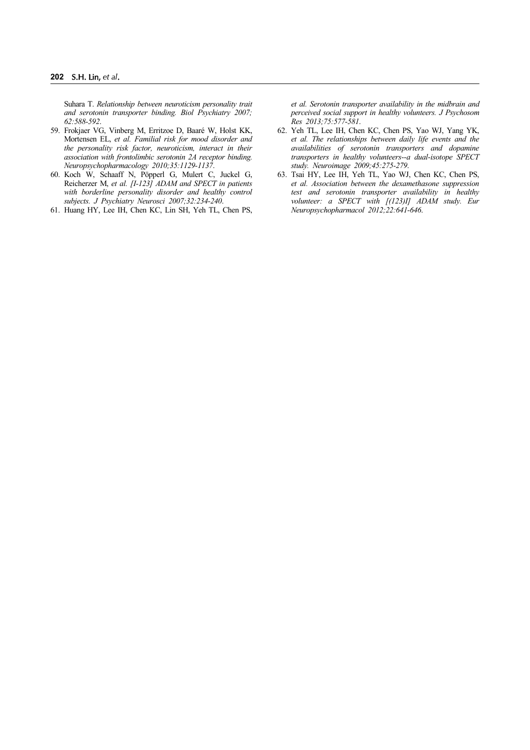Suhara T. *Relationship between neuroticism personality trait and serotonin transporter binding. Biol Psychiatry 2007; 62:588-592.*

59. Frokjaer VG, Vinberg M, Erritzoe D, Baaré W, Holst KK, Mortensen EL, *et al. Familial risk for mood disorder and the personality risk factor, neuroticism, interact in their association with frontolimbic serotonin 2A receptor binding. Neuropsychopharmacology 2010;35:1129-1137.*
60. Koch W, Schaaff N, Pöpperl G, Mulert C, Juckel G, Reicherzer M, *et al. [I-123] ADAM and SPECT in patients with borderline personality disorder and healthy control subjects. J Psychiatry Neurosci 2007;32:234-240.*
61. Huang HY, Lee IH, Chen KC, Lin SH, Yeh TL, Chen PS, *et al. Serotonin transporter availability in the midbrain and perceived social support in healthy volunteers. J Psychosom Res 2013;75:577-581.*
62. Yeh TL, Lee IH, Chen KC, Chen PS, Yao WJ, Yang YK, *et al. The relationships between daily life events and the availabilities of serotonin transporters and dopamine transporters in healthy volunteers--a dual-isotope SPECT study. Neuroimage 2009;45:275-279.*
63. Tsai HY, Lee IH, Yeh TL, Yao WJ, Chen KC, Chen PS, *et al. Association between the dexamethasone suppression test and serotonin transporter availability in healthy volunteer: a SPECT with [(123)I] ADAM study. Eur Neuropsychopharmacol 2012;22:641-646.*